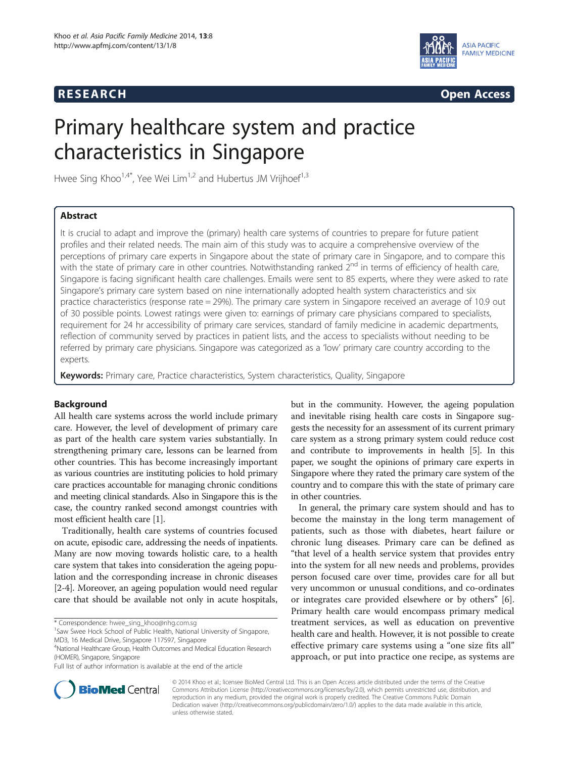**RESEARCH** **Open Access**

# Primary healthcare system and practice characteristics in Singapore

Hwee Sing Khoo[1,4*], Yee Wei Lim[1,2] and Hubertus JM Vrijhoef[1,3]

## Abstract

It is crucial to adapt and improve the (primary) health care systems of countries to prepare for future patient profiles and their related needs. The main aim of this study was to acquire a comprehensive overview of the perceptions of primary care experts in Singapore about the state of primary care in Singapore, and to compare this with the state of primary care in other countries. Notwithstanding ranked 2nd in terms of efficiency of health care, Singapore is facing significant health care challenges. Emails were sent to 85 experts, where they were asked to rate Singapore's primary care system based on nine internationally adopted health system characteristics and six practice characteristics (response rate = 29%). The primary care system in Singapore received an average of 10.9 out of 30 possible points. Lowest ratings were given to: earnings of primary care physicians compared to specialists, requirement for 24 hr accessibility of primary care services, standard of family medicine in academic departments, reflection of community served by practices in patient lists, and the access to specialists without needing to be referred by primary care physicians. Singapore was categorized as a 'low' primary care country according to the experts.

**Keywords:** Primary care, Practice characteristics, System characteristics, Quality, Singapore

## Background

All health care systems across the world include primary care. However, the level of development of primary care as part of the health care system varies substantially. In strengthening primary care, lessons can be learned from other countries. This has become increasingly important as various countries are instituting policies to hold primary care practices accountable for managing chronic conditions and meeting clinical standards. Also in Singapore this is the case, the country ranked second amongst countries with most efficient health care [1].

Traditionally, health care systems of countries focused on acute, episodic care, addressing the needs of inpatients. Many are now moving towards holistic care, to a health care system that takes into consideration the ageing population and the corresponding increase in chronic diseases [2-4]. Moreover, an ageing population would need regular care that should be available not only in acute hospitals, but in the community. However, the ageing population and inevitable rising health care costs in Singapore suggests the necessity for an assessment of its current primary care system as a strong primary system could reduce cost and contribute to improvements in health [5]. In this paper, we sought the opinions of primary care experts in Singapore where they rated the primary care system of the country and to compare this with the state of primary care in other countries.

In general, the primary care system should and has to become the mainstay in the long term management of patients, such as those with diabetes, heart failure or chronic lung diseases. Primary care can be defined as "that level of a health service system that provides entry into the system for all new needs and problems, provides person focused care over time, provides care for all but very uncommon or unusual conditions, and co-ordinates or integrates care provided elsewhere or by others" [6]. Primary health care would encompass primary medical treatment services, as well as education on preventive health care and health. However, it is not possible to create effective primary care systems using a "one size fits all" approach, or put into practice one recipe, as systems are

\* Correspondence: hwee_sing_khoo@nhg.com.sg
[1]Saw Swee Hock School of Public Health, National University of Singapore, MD3, 16 Medical Drive, Singapore 117597, Singapore
[4]National Healthcare Group, Health Outcomes and Medical Education Research (HOMER), Singapore, Singapore
Full list of author information is available at the end of the article

© 2014 Khoo et al.; licensee BioMed Central Ltd. This is an Open Access article distributed under the terms of the Creative Commons Attribution License (http://creativecommons.org/licenses/by/2.0), which permits unrestricted use, distribution, and reproduction in any medium, provided the original work is properly credited. The Creative Commons Public Domain Dedication waiver (http://creativecommons.org/publicdomain/zero/1.0/) applies to the data made available in this article, unless otherwise stated.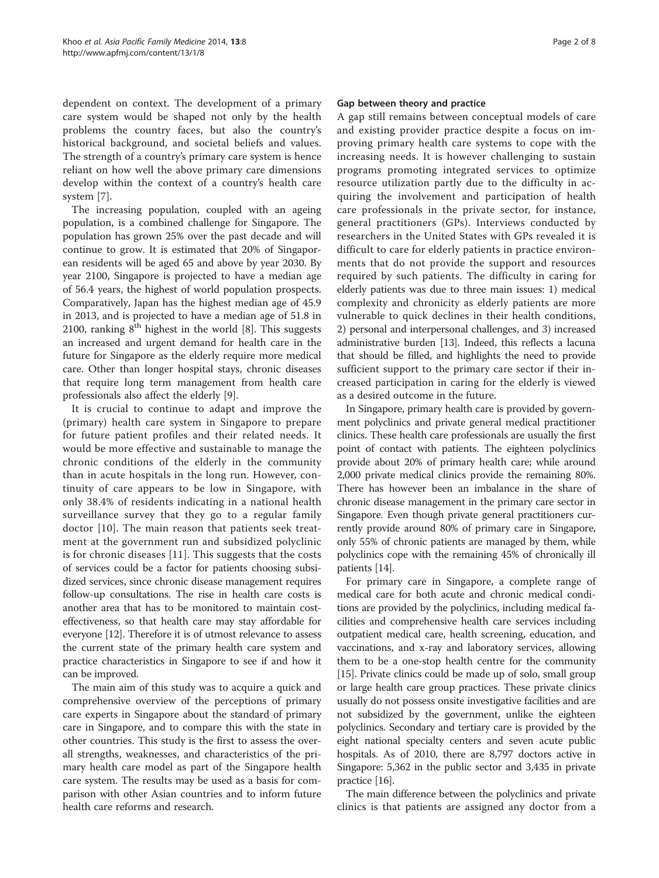dependent on context. The development of a primary care system would be shaped not only by the health problems the country faces, but also the country's historical background, and societal beliefs and values. The strength of a country's primary care system is hence reliant on how well the above primary care dimensions develop within the context of a country's health care system [7].

The increasing population, coupled with an ageing population, is a combined challenge for Singapore. The population has grown 25% over the past decade and will continue to grow. It is estimated that 20% of Singaporean residents will be aged 65 and above by year 2030. By year 2100, Singapore is projected to have a median age of 56.4 years, the highest of world population prospects. Comparatively, Japan has the highest median age of 45.9 in 2013, and is projected to have a median age of 51.8 in 2100, ranking 8th highest in the world [8]. This suggests an increased and urgent demand for health care in the future for Singapore as the elderly require more medical care. Other than longer hospital stays, chronic diseases that require long term management from health care professionals also affect the elderly [9].

It is crucial to continue to adapt and improve the (primary) health care system in Singapore to prepare for future patient profiles and their related needs. It would be more effective and sustainable to manage the chronic conditions of the elderly in the community than in acute hospitals in the long run. However, continuity of care appears to be low in Singapore, with only 38.4% of residents indicating in a national health surveillance survey that they go to a regular family doctor [10]. The main reason that patients seek treatment at the government run and subsidized polyclinic is for chronic diseases [11]. This suggests that the costs of services could be a factor for patients choosing subsidized services, since chronic disease management requires follow-up consultations. The rise in health care costs is another area that has to be monitored to maintain cost-effectiveness, so that health care may stay affordable for everyone [12]. Therefore it is of utmost relevance to assess the current state of the primary health care system and practice characteristics in Singapore to see if and how it can be improved.

The main aim of this study was to acquire a quick and comprehensive overview of the perceptions of primary care experts in Singapore about the standard of primary care in Singapore, and to compare this with the state in other countries. This study is the first to assess the overall strengths, weaknesses, and characteristics of the primary health care model as part of the Singapore health care system. The results may be used as a basis for comparison with other Asian countries and to inform future health care reforms and research.

#### Gap between theory and practice

A gap still remains between conceptual models of care and existing provider practice despite a focus on improving primary health care systems to cope with the increasing needs. It is however challenging to sustain programs promoting integrated services to optimize resource utilization partly due to the difficulty in acquiring the involvement and participation of health care professionals in the private sector, for instance, general practitioners (GPs). Interviews conducted by researchers in the United States with GPs revealed it is difficult to care for elderly patients in practice environments that do not provide the support and resources required by such patients. The difficulty in caring for elderly patients was due to three main issues: 1) medical complexity and chronicity as elderly patients are more vulnerable to quick declines in their health conditions, 2) personal and interpersonal challenges, and 3) increased administrative burden [13]. Indeed, this reflects a lacuna that should be filled, and highlights the need to provide sufficient support to the primary care sector if their increased participation in caring for the elderly is viewed as a desired outcome in the future.

In Singapore, primary health care is provided by government polyclinics and private general medical practitioner clinics. These health care professionals are usually the first point of contact with patients. The eighteen polyclinics provide about 20% of primary health care; while around 2,000 private medical clinics provide the remaining 80%. There has however been an imbalance in the share of chronic disease management in the primary care sector in Singapore. Even though private general practitioners currently provide around 80% of primary care in Singapore, only 55% of chronic patients are managed by them, while polyclinics cope with the remaining 45% of chronically ill patients [14].

For primary care in Singapore, a complete range of medical care for both acute and chronic medical conditions are provided by the polyclinics, including medical facilities and comprehensive health care services including outpatient medical care, health screening, education, and vaccinations, and x-ray and laboratory services, allowing them to be a one-stop health centre for the community [15]. Private clinics could be made up of solo, small group or large health care group practices. These private clinics usually do not possess onsite investigative facilities and are not subsidized by the government, unlike the eighteen polyclinics. Secondary and tertiary care is provided by the eight national specialty centers and seven acute public hospitals. As of 2010, there are 8,797 doctors active in Singapore: 5,362 in the public sector and 3,435 in private practice [16].

The main difference between the polyclinics and private clinics is that patients are assigned any doctor from a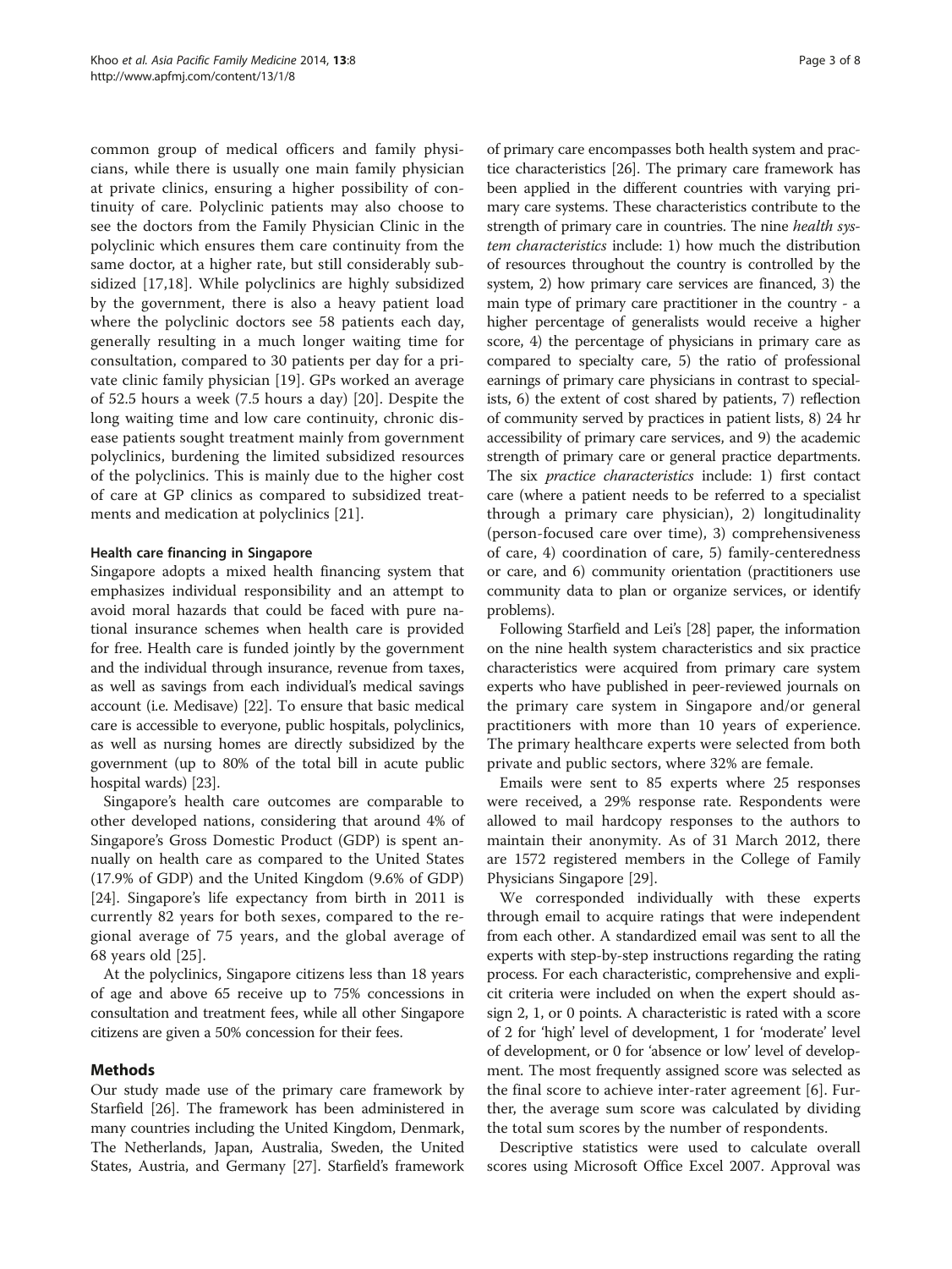common group of medical officers and family physicians, while there is usually one main family physician at private clinics, ensuring a higher possibility of continuity of care. Polyclinic patients may also choose to see the doctors from the Family Physician Clinic in the polyclinic which ensures them care continuity from the same doctor, at a higher rate, but still considerably subsidized [17,18]. While polyclinics are highly subsidized by the government, there is also a heavy patient load where the polyclinic doctors see 58 patients each day, generally resulting in a much longer waiting time for consultation, compared to 30 patients per day for a private clinic family physician [19]. GPs worked an average of 52.5 hours a week (7.5 hours a day) [20]. Despite the long waiting time and low care continuity, chronic disease patients sought treatment mainly from government polyclinics, burdening the limited subsidized resources of the polyclinics. This is mainly due to the higher cost of care at GP clinics as compared to subsidized treatments and medication at polyclinics [21].

### Health care financing in Singapore

Singapore adopts a mixed health financing system that emphasizes individual responsibility and an attempt to avoid moral hazards that could be faced with pure national insurance schemes when health care is provided for free. Health care is funded jointly by the government and the individual through insurance, revenue from taxes, as well as savings from each individual's medical savings account (i.e. Medisave) [22]. To ensure that basic medical care is accessible to everyone, public hospitals, polyclinics, as well as nursing homes are directly subsidized by the government (up to 80% of the total bill in acute public hospital wards) [23].

Singapore's health care outcomes are comparable to other developed nations, considering that around 4% of Singapore's Gross Domestic Product (GDP) is spent annually on health care as compared to the United States (17.9% of GDP) and the United Kingdom (9.6% of GDP) [24]. Singapore's life expectancy from birth in 2011 is currently 82 years for both sexes, compared to the regional average of 75 years, and the global average of 68 years old [25].

At the polyclinics, Singapore citizens less than 18 years of age and above 65 receive up to 75% concessions in consultation and treatment fees, while all other Singapore citizens are given a 50% concession for their fees.

## Methods

Our study made use of the primary care framework by Starfield [26]. The framework has been administered in many countries including the United Kingdom, Denmark, The Netherlands, Japan, Australia, Sweden, the United States, Austria, and Germany [27]. Starfield's framework of primary care encompasses both health system and practice characteristics [26]. The primary care framework has been applied in the different countries with varying primary care systems. These characteristics contribute to the strength of primary care in countries. The nine *health system characteristics* include: 1) how much the distribution of resources throughout the country is controlled by the system, 2) how primary care services are financed, 3) the main type of primary care practitioner in the country - a higher percentage of generalists would receive a higher score, 4) the percentage of physicians in primary care as compared to specialty care, 5) the ratio of professional earnings of primary care physicians in contrast to specialists, 6) the extent of cost shared by patients, 7) reflection of community served by practices in patient lists, 8) 24 hr accessibility of primary care services, and 9) the academic strength of primary care or general practice departments. The six *practice characteristics* include: 1) first contact care (where a patient needs to be referred to a specialist through a primary care physician), 2) longitudinality (person-focused care over time), 3) comprehensiveness of care, 4) coordination of care, 5) family-centeredness or care, and 6) community orientation (practitioners use community data to plan or organize services, or identify problems).

Following Starfield and Lei's [28] paper, the information on the nine health system characteristics and six practice characteristics were acquired from primary care system experts who have published in peer-reviewed journals on the primary care system in Singapore and/or general practitioners with more than 10 years of experience. The primary healthcare experts were selected from both private and public sectors, where 32% are female.

Emails were sent to 85 experts where 25 responses were received, a 29% response rate. Respondents were allowed to mail hardcopy responses to the authors to maintain their anonymity. As of 31 March 2012, there are 1572 registered members in the College of Family Physicians Singapore [29].

We corresponded individually with these experts through email to acquire ratings that were independent from each other. A standardized email was sent to all the experts with step-by-step instructions regarding the rating process. For each characteristic, comprehensive and explicit criteria were included on when the expert should assign 2, 1, or 0 points. A characteristic is rated with a score of 2 for 'high' level of development, 1 for 'moderate' level of development, or 0 for 'absence or low' level of development. The most frequently assigned score was selected as the final score to achieve inter-rater agreement [6]. Further, the average sum score was calculated by dividing the total sum scores by the number of respondents.

Descriptive statistics were used to calculate overall scores using Microsoft Office Excel 2007. Approval was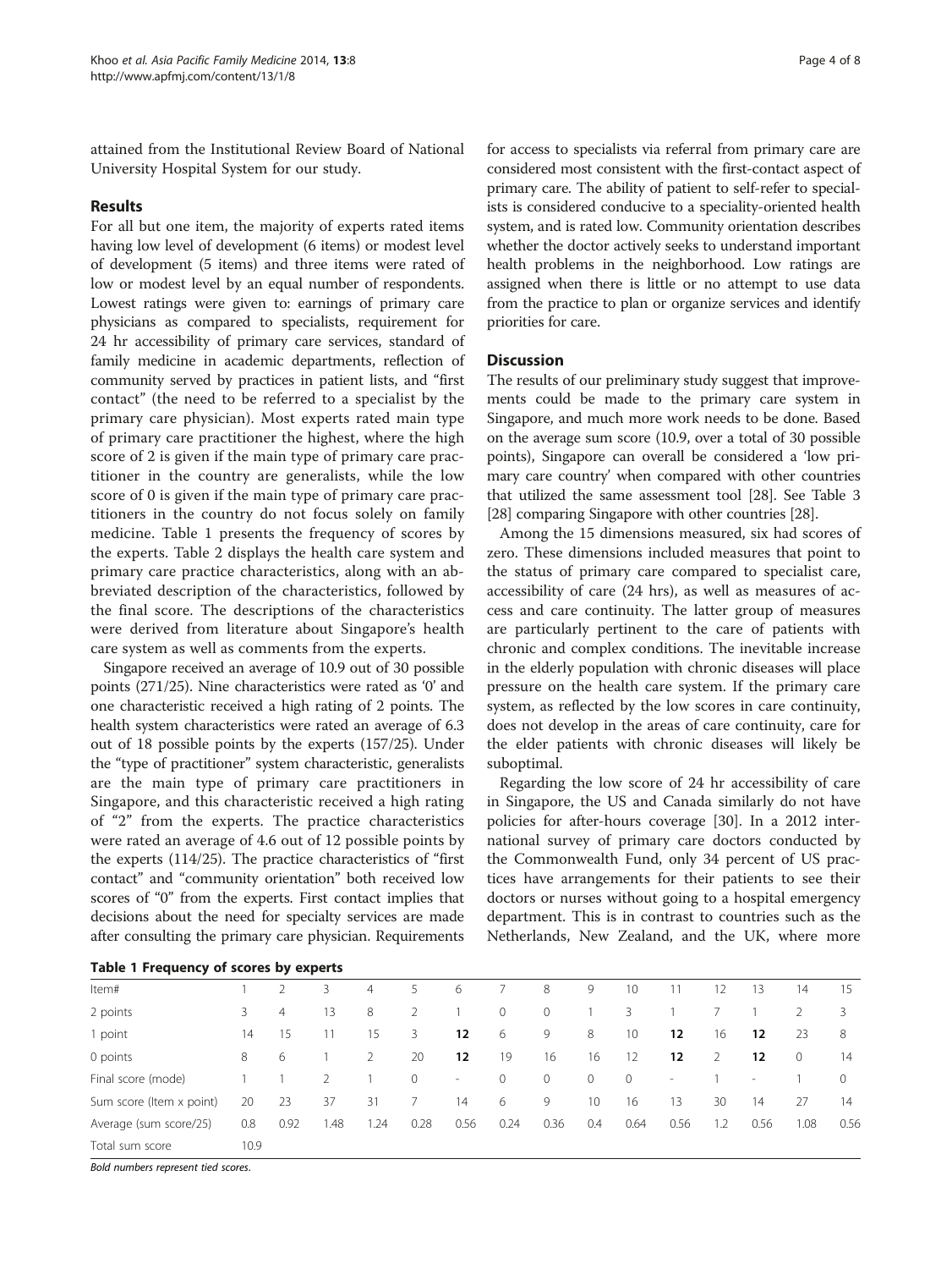attained from the Institutional Review Board of National University Hospital System for our study.

## Results

For all but one item, the majority of experts rated items having low level of development (6 items) or modest level of development (5 items) and three items were rated of low or modest level by an equal number of respondents. Lowest ratings were given to: earnings of primary care physicians as compared to specialists, requirement for 24 hr accessibility of primary care services, standard of family medicine in academic departments, reflection of community served by practices in patient lists, and "first contact" (the need to be referred to a specialist by the primary care physician). Most experts rated main type of primary care practitioner the highest, where the high score of 2 is given if the main type of primary care practitioner in the country are generalists, while the low score of 0 is given if the main type of primary care practitioners in the country do not focus solely on family medicine. Table 1 presents the frequency of scores by the experts. Table 2 displays the health care system and primary care practice characteristics, along with an abbreviated description of the characteristics, followed by the final score. The descriptions of the characteristics were derived from literature about Singapore's health care system as well as comments from the experts.

Singapore received an average of 10.9 out of 30 possible points (271/25). Nine characteristics were rated as '0' and one characteristic received a high rating of 2 points. The health system characteristics were rated an average of 6.3 out of 18 possible points by the experts (157/25). Under the "type of practitioner" system characteristic, generalists are the main type of primary care practitioners in Singapore, and this characteristic received a high rating of "2" from the experts. The practice characteristics were rated an average of 4.6 out of 12 possible points by the experts (114/25). The practice characteristics of "first contact" and "community orientation" both received low scores of "0" from the experts. First contact implies that decisions about the need for specialty services are made after consulting the primary care physician. Requirements for access to specialists via referral from primary care are considered most consistent with the first-contact aspect of primary care. The ability of patient to self-refer to specialists is considered conducive to a speciality-oriented health system, and is rated low. Community orientation describes whether the doctor actively seeks to understand important health problems in the neighborhood. Low ratings are assigned when there is little or no attempt to use data from the practice to plan or organize services and identify priorities for care.

## Discussion

The results of our preliminary study suggest that improvements could be made to the primary care system in Singapore, and much more work needs to be done. Based on the average sum score (10.9, over a total of 30 possible points), Singapore can overall be considered a 'low primary care country' when compared with other countries that utilized the same assessment tool [28]. See Table 3 [28] comparing Singapore with other countries [28].

Among the 15 dimensions measured, six had scores of zero. These dimensions included measures that point to the status of primary care compared to specialist care, accessibility of care (24 hrs), as well as measures of access and care continuity. The latter group of measures are particularly pertinent to the care of patients with chronic and complex conditions. The inevitable increase in the elderly population with chronic diseases will place pressure on the health care system. If the primary care system, as reflected by the low scores in care continuity, does not develop in the areas of care continuity, care for the elder patients with chronic diseases will likely be suboptimal.

Regarding the low score of 24 hr accessibility of care in Singapore, the US and Canada similarly do not have policies for after-hours coverage [30]. In a 2012 international survey of primary care doctors conducted by the Commonwealth Fund, only 34 percent of US practices have arrangements for their patients to see their doctors or nurses without going to a hospital emergency department. This is in contrast to countries such as the Netherlands, New Zealand, and the UK, where more

**Table 1 Frequency of scores by experts**

| Item# | 1 | 2 | 3 | 4 | 5 | 6 | 7 | 8 | 9 | 10 | 11 | 12 | 13 | 14 | 15 |
|---|---|---|---|---|---|---|---|---|---|---|---|---|---|---|---|
| 2 points | 3 | 4 | 13 | 8 | 2 | 1 | 0 | 0 | 1 | 3 | 1 | 7 | 1 | 2 | 3 |
| 1 point | 14 | 15 | 11 | 15 | 3 | **12** | 6 | 9 | 8 | 10 | **12** | 16 | **12** | 23 | 8 |
| 0 points | 8 | 6 | 1 | 2 | 20 | **12** | 19 | 16 | 16 | 12 | **12** | 2 | **12** | 0 | 14 |
| Final score (mode) | 1 | 1 | 2 | 1 | 0 | - | 0 | 0 | 0 | 0 | - | 1 | - | 1 | 0 |
| Sum score (Item x point) | 20 | 23 | 37 | 31 | 7 | 14 | 6 | 9 | 10 | 16 | 13 | 30 | 14 | 27 | 14 |
| Average (sum score/25) | 0.8 | 0.92 | 1.48 | 1.24 | 0.28 | 0.56 | 0.24 | 0.36 | 0.4 | 0.64 | 0.56 | 1.2 | 0.56 | 1.08 | 0.56 |
| Total sum score | 10.9 | | | | | | | | | | | | | | |

*Bold numbers represent tied scores.*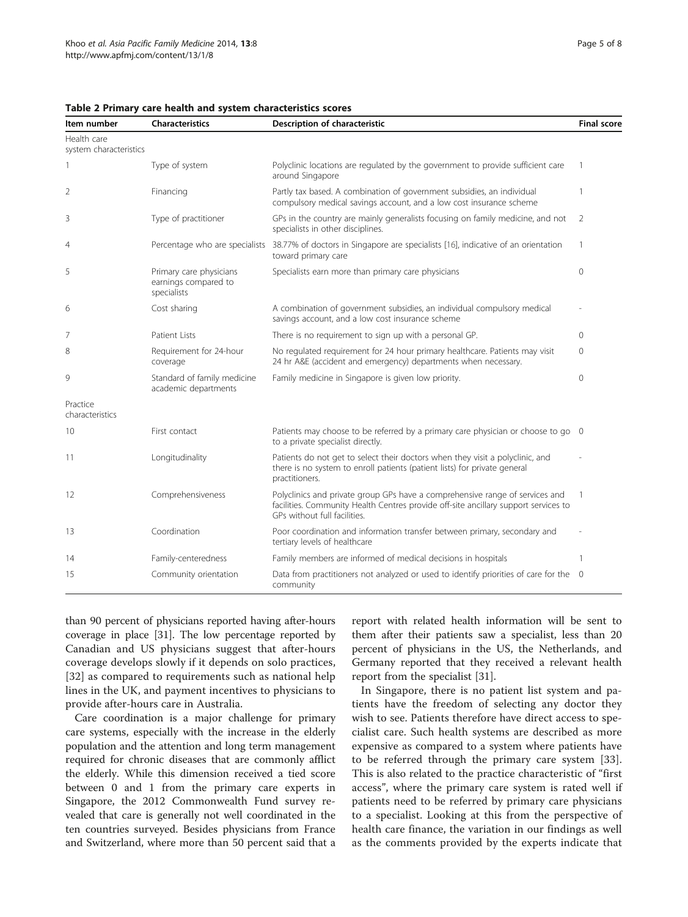**Table 2 Primary care health and system characteristics scores**

| Item number | Characteristics | Description of characteristic | Final score |
|---|---|---|---|
| Health care system characteristics | | | |
| 1 | Type of system | Polyclinic locations are regulated by the government to provide sufficient care around Singapore | 1 |
| 2 | Financing | Partly tax based. A combination of government subsidies, an individual compulsory medical savings account, and a low cost insurance scheme | 1 |
| 3 | Type of practitioner | GPs in the country are mainly generalists focusing on family medicine, and not specialists in other disciplines. | 2 |
| 4 | Percentage who are specialists | 38.77% of doctors in Singapore are specialists [16], indicative of an orientation toward primary care | 1 |
| 5 | Primary care physicians earnings compared to specialists | Specialists earn more than primary care physicians | 0 |
| 6 | Cost sharing | A combination of government subsidies, an individual compulsory medical savings account, and a low cost insurance scheme | - |
| 7 | Patient Lists | There is no requirement to sign up with a personal GP. | 0 |
| 8 | Requirement for 24-hour coverage | No regulated requirement for 24 hour primary healthcare. Patients may visit 24 hr A&E (accident and emergency) departments when necessary. | 0 |
| 9 | Standard of family medicine academic departments | Family medicine in Singapore is given low priority. | 0 |
| Practice characteristics | | | |
| 10 | First contact | Patients may choose to be referred by a primary care physician or choose to go to a private specialist directly. | 0 |
| 11 | Longitudinality | Patients do not get to select their doctors when they visit a polyclinic, and there is no system to enroll patients (patient lists) for private general practitioners. | - |
| 12 | Comprehensiveness | Polyclinics and private group GPs have a comprehensive range of services and facilities. Community Health Centres provide off-site ancillary support services to GPs without full facilities. | 1 |
| 13 | Coordination | Poor coordination and information transfer between primary, secondary and tertiary levels of healthcare | - |
| 14 | Family-centeredness | Family members are informed of medical decisions in hospitals | 1 |
| 15 | Community orientation | Data from practitioners not analyzed or used to identify priorities of care for the community | 0 |

than 90 percent of physicians reported having after-hours coverage in place [31]. The low percentage reported by Canadian and US physicians suggest that after-hours coverage develops slowly if it depends on solo practices, [32] as compared to requirements such as national help lines in the UK, and payment incentives to physicians to provide after-hours care in Australia.

Care coordination is a major challenge for primary care systems, especially with the increase in the elderly population and the attention and long term management required for chronic diseases that are commonly afflict the elderly. While this dimension received a tied score between 0 and 1 from the primary care experts in Singapore, the 2012 Commonwealth Fund survey revealed that care is generally not well coordinated in the ten countries surveyed. Besides physicians from France and Switzerland, where more than 50 percent said that a report with related health information will be sent to them after their patients saw a specialist, less than 20 percent of physicians in the US, the Netherlands, and Germany reported that they received a relevant health report from the specialist [31].

In Singapore, there is no patient list system and patients have the freedom of selecting any doctor they wish to see. Patients therefore have direct access to specialist care. Such health systems are described as more expensive as compared to a system where patients have to be referred through the primary care system [33]. This is also related to the practice characteristic of "first access", where the primary care system is rated well if patients need to be referred by primary care physicians to a specialist. Looking at this from the perspective of health care finance, the variation in our findings as well as the comments provided by the experts indicate that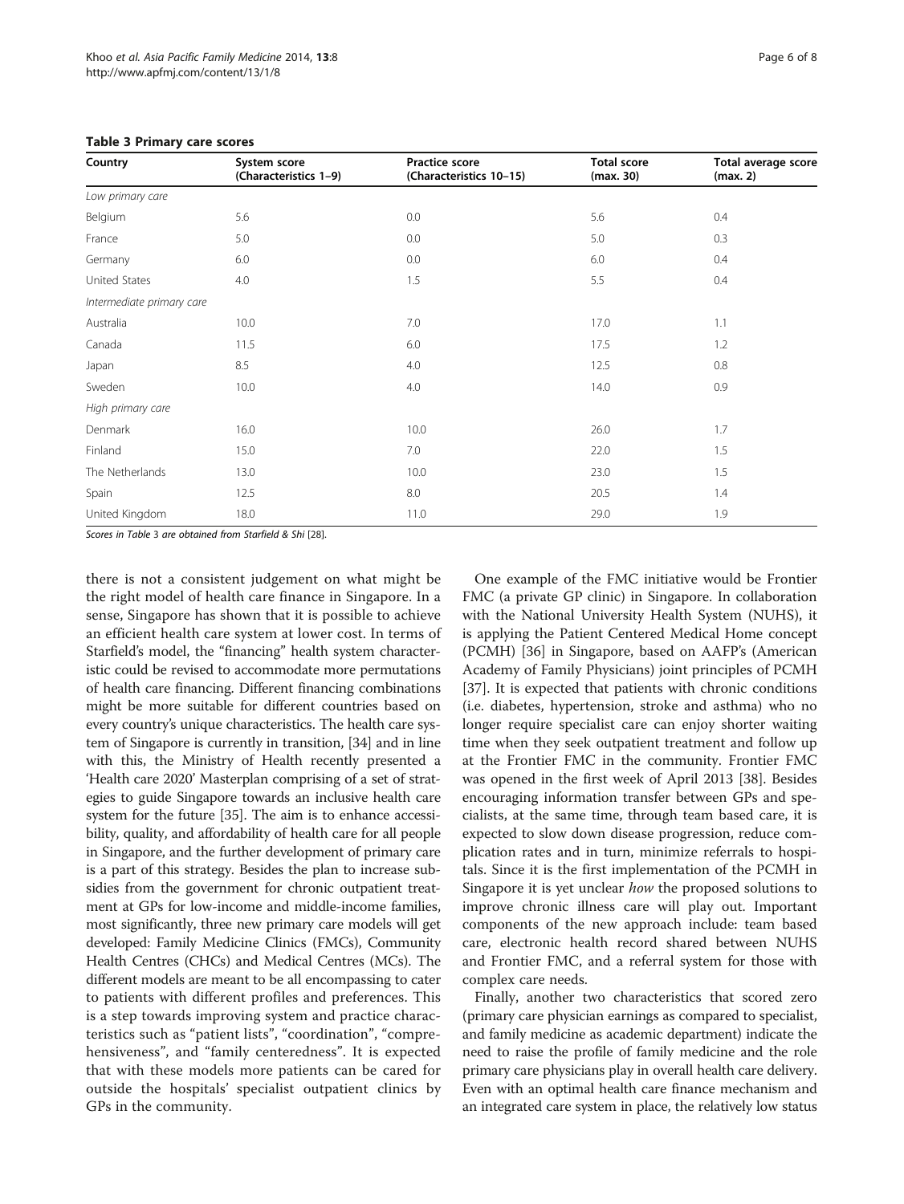**Table 3 Primary care scores**

| Country | System score (Characteristics 1–9) | Practice score (Characteristics 10–15) | Total score (max. 30) | Total average score (max. 2) |
|---|---|---|---|---|
| *Low primary care* | | | | |
| Belgium | 5.6 | 0.0 | 5.6 | 0.4 |
| France | 5.0 | 0.0 | 5.0 | 0.3 |
| Germany | 6.0 | 0.0 | 6.0 | 0.4 |
| United States | 4.0 | 1.5 | 5.5 | 0.4 |
| *Intermediate primary care* | | | | |
| Australia | 10.0 | 7.0 | 17.0 | 1.1 |
| Canada | 11.5 | 6.0 | 17.5 | 1.2 |
| Japan | 8.5 | 4.0 | 12.5 | 0.8 |
| Sweden | 10.0 | 4.0 | 14.0 | 0.9 |
| *High primary care* | | | | |
| Denmark | 16.0 | 10.0 | 26.0 | 1.7 |
| Finland | 15.0 | 7.0 | 22.0 | 1.5 |
| The Netherlands | 13.0 | 10.0 | 23.0 | 1.5 |
| Spain | 12.5 | 8.0 | 20.5 | 1.4 |
| United Kingdom | 18.0 | 11.0 | 29.0 | 1.9 |

*Scores in Table 3 are obtained from Starfield & Shi [28].*

there is not a consistent judgement on what might be the right model of health care finance in Singapore. In a sense, Singapore has shown that it is possible to achieve an efficient health care system at lower cost. In terms of Starfield's model, the "financing" health system characteristic could be revised to accommodate more permutations of health care financing. Different financing combinations might be more suitable for different countries based on every country's unique characteristics. The health care system of Singapore is currently in transition, [34] and in line with this, the Ministry of Health recently presented a 'Health care 2020' Masterplan comprising of a set of strategies to guide Singapore towards an inclusive health care system for the future [35]. The aim is to enhance accessibility, quality, and affordability of health care for all people in Singapore, and the further development of primary care is a part of this strategy. Besides the plan to increase subsidies from the government for chronic outpatient treatment at GPs for low-income and middle-income families, most significantly, three new primary care models will get developed: Family Medicine Clinics (FMCs), Community Health Centres (CHCs) and Medical Centres (MCs). The different models are meant to be all encompassing to cater to patients with different profiles and preferences. This is a step towards improving system and practice characteristics such as "patient lists", "coordination", "comprehensiveness", and "family centeredness". It is expected that with these models more patients can be cared for outside the hospitals' specialist outpatient clinics by GPs in the community.

One example of the FMC initiative would be Frontier FMC (a private GP clinic) in Singapore. In collaboration with the National University Health System (NUHS), it is applying the Patient Centered Medical Home concept (PCMH) [36] in Singapore, based on AAFP's (American Academy of Family Physicians) joint principles of PCMH [37]. It is expected that patients with chronic conditions (i.e. diabetes, hypertension, stroke and asthma) who no longer require specialist care can enjoy shorter waiting time when they seek outpatient treatment and follow up at the Frontier FMC in the community. Frontier FMC was opened in the first week of April 2013 [38]. Besides encouraging information transfer between GPs and specialists, at the same time, through team based care, it is expected to slow down disease progression, reduce complication rates and in turn, minimize referrals to hospitals. Since it is the first implementation of the PCMH in Singapore it is yet unclear *how* the proposed solutions to improve chronic illness care will play out. Important components of the new approach include: team based care, electronic health record shared between NUHS and Frontier FMC, and a referral system for those with complex care needs.

Finally, another two characteristics that scored zero (primary care physician earnings as compared to specialist, and family medicine as academic department) indicate the need to raise the profile of family medicine and the role primary care physicians play in overall health care delivery. Even with an optimal health care finance mechanism and an integrated care system in place, the relatively low status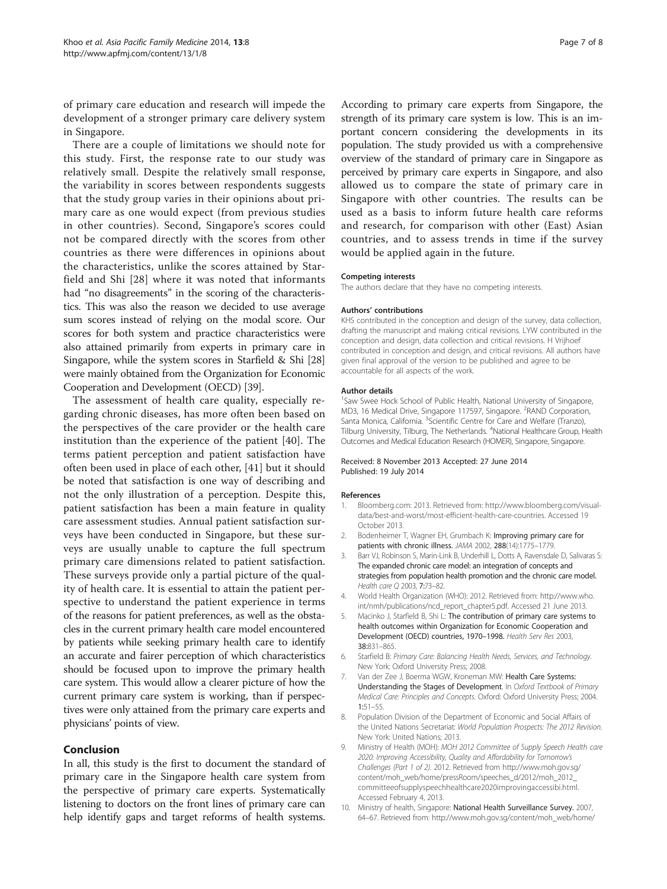of primary care education and research will impede the development of a stronger primary care delivery system in Singapore.

There are a couple of limitations we should note for this study. First, the response rate to our study was relatively small. Despite the relatively small response, the variability in scores between respondents suggests that the study group varies in their opinions about primary care as one would expect (from previous studies in other countries). Second, Singapore's scores could not be compared directly with the scores from other countries as there were differences in opinions about the characteristics, unlike the scores attained by Starfield and Shi [28] where it was noted that informants had "no disagreements" in the scoring of the characteristics. This was also the reason we decided to use average sum scores instead of relying on the modal score. Our scores for both system and practice characteristics were also attained primarily from experts in primary care in Singapore, while the system scores in Starfield & Shi [28] were mainly obtained from the Organization for Economic Cooperation and Development (OECD) [39].

The assessment of health care quality, especially regarding chronic diseases, has more often been based on the perspectives of the care provider or the health care institution than the experience of the patient [40]. The terms patient perception and patient satisfaction have often been used in place of each other, [41] but it should be noted that satisfaction is one way of describing and not the only illustration of a perception. Despite this, patient satisfaction has been a main feature in quality care assessment studies. Annual patient satisfaction surveys have been conducted in Singapore, but these surveys are usually unable to capture the full spectrum primary care dimensions related to patient satisfaction. These surveys provide only a partial picture of the quality of health care. It is essential to attain the patient perspective to understand the patient experience in terms of the reasons for patient preferences, as well as the obstacles in the current primary health care model encountered by patients while seeking primary health care to identify an accurate and fairer perception of which characteristics should be focused upon to improve the primary health care system. This would allow a clearer picture of how the current primary care system is working, than if perspectives were only attained from the primary care experts and physicians' points of view.

## Conclusion

In all, this study is the first to document the standard of primary care in the Singapore health care system from the perspective of primary care experts. Systematically listening to doctors on the front lines of primary care can help identify gaps and target reforms of health systems. According to primary care experts from Singapore, the strength of its primary care system is low. This is an important concern considering the developments in its population. The study provided us with a comprehensive overview of the standard of primary care in Singapore as perceived by primary care experts in Singapore, and also allowed us to compare the state of primary care in Singapore with other countries. The results can be used as a basis to inform future health care reforms and research, for comparison with other (East) Asian countries, and to assess trends in time if the survey would be applied again in the future.

#### Competing interests

The authors declare that they have no competing interests.

#### Authors' contributions

KHS contributed in the conception and design of the survey, data collection, drafting the manuscript and making critical revisions. LYW contributed in the conception and design, data collection and critical revisions. H Vrijhoef contributed in conception and design, and critical revisions. All authors have given final approval of the version to be published and agree to be accountable for all aspects of the work.

#### Author details

[1]Saw Swee Hock School of Public Health, National University of Singapore, MD3, 16 Medical Drive, Singapore 117597, Singapore. [2]RAND Corporation, Santa Monica, California. [3]Scientific Centre for Care and Welfare (Tranzo), Tilburg University, Tilburg, The Netherlands. [4]National Healthcare Group, Health Outcomes and Medical Education Research (HOMER), Singapore, Singapore.

Received: 8 November 2013 Accepted: 27 June 2014
Published: 19 July 2014

#### References

1. Bloomberg.com: 2013. Retrieved from: http://www.bloomberg.com/visual-data/best-and-worst/most-efficient-health-care-countries. Accessed 19 October 2013.
2. Bodenheimer T, Wagner EH, Grumbach K: **Improving primary care for patients with chronic illness.** *JAMA* 2002, **288**(14):1775–1779.
3. Barr VJ, Robinson S, Marin-Link B, Underhill L, Dotts A, Ravensdale D, Salivaras S: **The expanded chronic care model: an integration of concepts and strategies from population health promotion and the chronic care model.** *Health care Q* 2003, **7:**73–82.
4. World Health Organization (WHO): 2012. Retrieved from: http://www.who.int/nmh/publications/ncd_report_chapter5.pdf. Accessed 21 June 2013.
5. Macinko J, Starfield B, Shi L: **The contribution of primary care systems to health outcomes within Organization for Economic Cooperation and Development (OECD) countries, 1970–1998.** *Health Serv Res* 2003, **38:**831–865.
6. Starfield B: *Primary Care: Balancing Health Needs, Services, and Technology.* New York: Oxford University Press; 2008.
7. Van der Zee J, Boerma WGW, Kroneman MW: **Health Care Systems: Understanding the Stages of Development.** In *Oxford Textbook of Primary Medical Care: Principles and Concepts.* Oxford: Oxford University Press; 2004. **1:**51–55.
8. Population Division of the Department of Economic and Social Affairs of the United Nations Secretariat: *World Population Prospects: The 2012 Revision.* New York: United Nations; 2013.
9. Ministry of Health (MOH): *MOH 2012 Committee of Supply Speech Health care 2020: Improving Accessibility, Quality and Affordability for Tomorrow's Challenges (Part 1 of 2).* 2012. Retrieved from http://www.moh.gov.sg/content/moh_web/home/pressRoom/speeches_d/2012/moh_2012_committeeofsupplyspeechhealthcare2020improvingaccessibi.html. Accessed February 4, 2013.
10. Ministry of health, Singapore: **National Health Surveillance Survey.** 2007, 64–67. Retrieved from: http://www.moh.gov.sg/content/moh_web/home/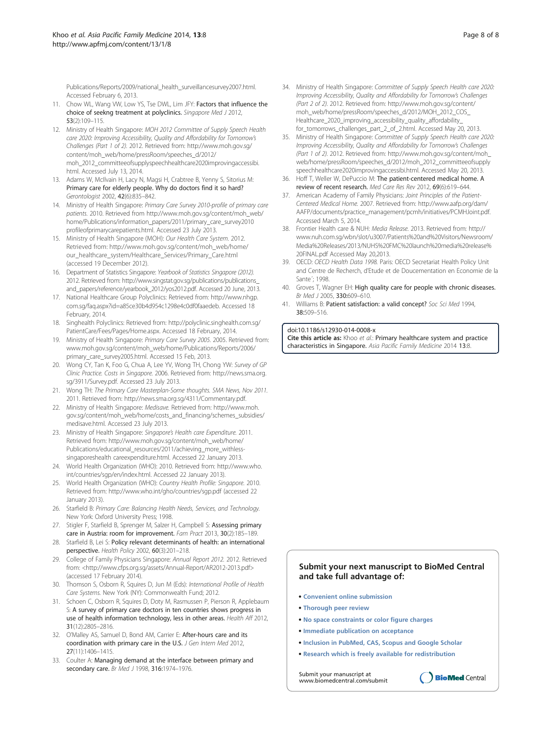Publications/Reports/2009/national_health_surveillancesurvey2007.html. Accessed February 6, 2013.

11. Chow WL, Wang VW, Low YS, Tse DWL, Lim JFY: **Factors that influence the choice of seekng treatment at polyclinics.** *Singapore Med J* 2012, **53**(2):109–115.
12. Ministry of Health Singapore: *MOH 2012 Committee of Supply Speech Health care 2020: Improving Accessibility, Quality and Affordability for Tomorrow's Challenges (Part 1 of 2).* 2012. Retrieved from: http://www.moh.gov.sg/content/moh_web/home/pressRoom/speeches_d/2012/moh_2012_committeeofsupplyspeechhealthcare2020improvingaccessibi.html. Accessed July 13, 2014.
13. Adams W, McIlvain H, Lacy N, Magsi H, Crabtree B, Yenny S, Sitorius M: **Primary care for elderly people. Why do doctors find it so hard?** *Gerontologist* 2002, **42**(6):835–842.
14. Ministry of Health Singapore: *Primary Care Survey 2010-profile of primary care patients.* 2010. Retrieved from http://www.moh.gov.sg/content/moh_web/home/Publications/information_papers/2011/primary_care_survey2010profileofprimarycarepatients.html. Accessed 23 July 2013.
15. Ministry of Health Singapore (MOH): *Our Health Care System.* 2012. Retrieved from: http://www.moh.gov.sg/content/moh_web/home/our_healthcare_system/Healthcare_Services/Primary_Care.html (accessed 19 December 2012).
16. Department of Statistics Singapore: *Yearbook of Statistics Singapore (2012).* 2012. Retrieved from: http://www.singstat.gov.sg/publications/publications_and_papers/reference/yearbook_2012/yos2012.pdf. Accessed 20 June, 2013.
17. National Healthcare Group Polyclinics: Retrieved from: http://www.nhgp.com.sg/faq.aspx?id=a85ce30b4d954c1298e4c0df0faaedeb. Accessed 18 February, 2014.
18. Singhealth Polyclinics: Retrieved from: http://polyclinic.singhealth.com.sg/PatientCare/Fees/Pages/Home.aspx. Accessed 18 February, 2014.
19. Ministry of Health Singapore: *Primary Care Survey 2005.* 2005. Retrieved from: www.moh.gov.sg/content/moh_web/home/Publications/Reports/2006/primary_care_survey2005.html. Accessed 15 Feb, 2013.
20. Wong CY, Tan K, Foo G, Chua A, Lee YV, Wong TH, Chong YW: *Survey of GP Clinic Practice. Costs in Singapore.* 2006. Retrieved from: http://news.sma.org.sg/3911/Survey.pdf. Accessed 23 July 2013.
21. Wong TH: *The Primary Care Masterplan-Some thoughts. SMA News, Nov 2011.* 2011. Retrieved from: http://news.sma.org.sg/4311/Commentary.pdf.
22. Ministry of Health Singapore: *Medisave.* Retrieved from: http://www.moh.gov.sg/content/moh_web/home/costs_and_financing/schemes_subsidies/medisave.html. Accessed 23 July 2013.
23. Ministry of Health Singapore: *Singapore's Health care Expenditure.* 2011. Retrieved from: http://www.moh.gov.sg/content/moh_web/home/Publications/educational_resources/2011/achieving_more_withless-singaporeshealth careexpenditure.html. Accessed 22 January 2013.
24. World Health Organization (WHO): 2010. Retrieved from: http://www.who.int/countries/sgp/en/index.html. Accessed 22 January 2013).
25. World Health Organization (WHO): *Country Health Profile: Singapore.* 2010. Retrieved from: http://www.who.int/gho/countries/sgp.pdf (accessed 22 January 2013).
26. Starfield B: *Primary Care: Balancing Health Needs, Services, and Technology.* New York: Oxford University Press; 1998.
27. Stigler F, Starfield B, Sprenger M, Salzer H, Campbell S: **Assessing primary care in Austria: room for improvement.** *Fam Pract* 2013, **30**(2):185–189.
28. Starfield B, Lei S: **Policy relevant determinants of health: an international perspective.** *Health Policy* 2002, **60**(3):201–218.
29. College of Family Physicians Singapore: *Annual Report 2012.* 2012. Retrieved from: <http://www.cfps.org.sg/assets/Annual-Report/AR2012-2013.pdf> (accessed 17 February 2014).
30. Thomson S, Osborn R, Squires D, Jun M (Eds): *International Profile of Health Care Systems.* New York (NY): Commonwealth Fund; 2012.
31. Schoen C, Osborn R, Squires D, Doty M, Rasmussen P, Pierson R, Applebaum S: **A survey of primary care doctors in ten countries shows progress in use of health information technology, less in other areas.** *Health Aff* 2012, **31**(12):2805–2816.
32. O'Malley AS, Samuel D, Bond AM, Carrier E: **After-hours care and its coordination with primary care in the U.S.** *J Gen Intern Med* 2012, **27**(11):1406–1415.
33. Coulter A: **Managing demand at the interface between primary and secondary care.** *Br Med J* 1998, **316**:1974–1976.
34. Ministry of Health Singapore: *Committee of Supply Speech Health care 2020: Improving Accessibility, Quality and Affordability for Tomorrow's Challenges (Part 2 of 2).* 2012. Retrieved from: http://www.moh.gov.sg/content/moh_web/home/pressRoom/speeches_d/2012/MOH_2012_COS_Healthcare_2020_improving_accessibility_quality_affordability_for_tomorrows_challenges_part_2_of_2.html. Accessed May 20, 2013.
35. Ministry of Health Singapore: *Committee of Supply Speech Health care 2020: Improving Accessibility, Quality and Affordability for Tomorrow's Challenges (Part 1 of 2).* 2012. Retrieved from: http://www.moh.gov.sg/content/moh_web/home/pressRoom/speeches_d/2012/moh_2012_committeeofsupplyspeechhealthcare2020improvingaccessibi.html. Accessed May 20, 2013.
36. Hoff T, Weller W, DePuccio M: **The patient-centered medical home. A review of recent research.** *Med Care Res Rev* 2012, **69**(6):619–644.
37. American Academy of Family Physicians: *Joint Principles of the Patient-Centered Medical Home.* 2007. Retrieved from: http://www.aafp.org/dam/AAFP/documents/practice_management/pcmh/initiatives/PCMHJoint.pdf. Accessed March 5, 2014.
38. Frontier Health care & NUH: *Media Release.* 2013. Retrieved from: http://www.nuh.com.sg/wbn/slot/u3007/Patients%20and%20Visitors/Newsroom/Media%20Releases/2013/NUHS%20FMC%20launch%20media%20release%20FINAL.pdf Accessed May 20,2013.
39. OECD: *OECD Health Data 1998.* Paris: OECD Secretariat Health Policy Unit and Centre de Recherch, d'Etude et de Doucementation en Economie de la Sante´; 1998.
40. Groves T, Wagner EH: **High quality care for people with chronic diseases.** *Br Med J* 2005, **330**:609–610.
41. Williams B: **Patient satisfaction: a valid concept?** *Soc Sci Med* 1994, **38**:509–516.

doi:10.1186/s12930-014-0008-x
**Cite this article as:** Khoo *et al.*: Primary healthcare system and practice characteristics in Singapore. *Asia Pacific Family Medicine* 2014 **13**:8.

**Submit your next manuscript to BioMed Central and take full advantage of:**

- Convenient online submission
- Thorough peer review
- No space constraints or color figure charges
- Immediate publication on acceptance
- Inclusion in PubMed, CAS, Scopus and Google Scholar
- Research which is freely available for redistribution

Submit your manuscript at www.biomedcentral.com/submit